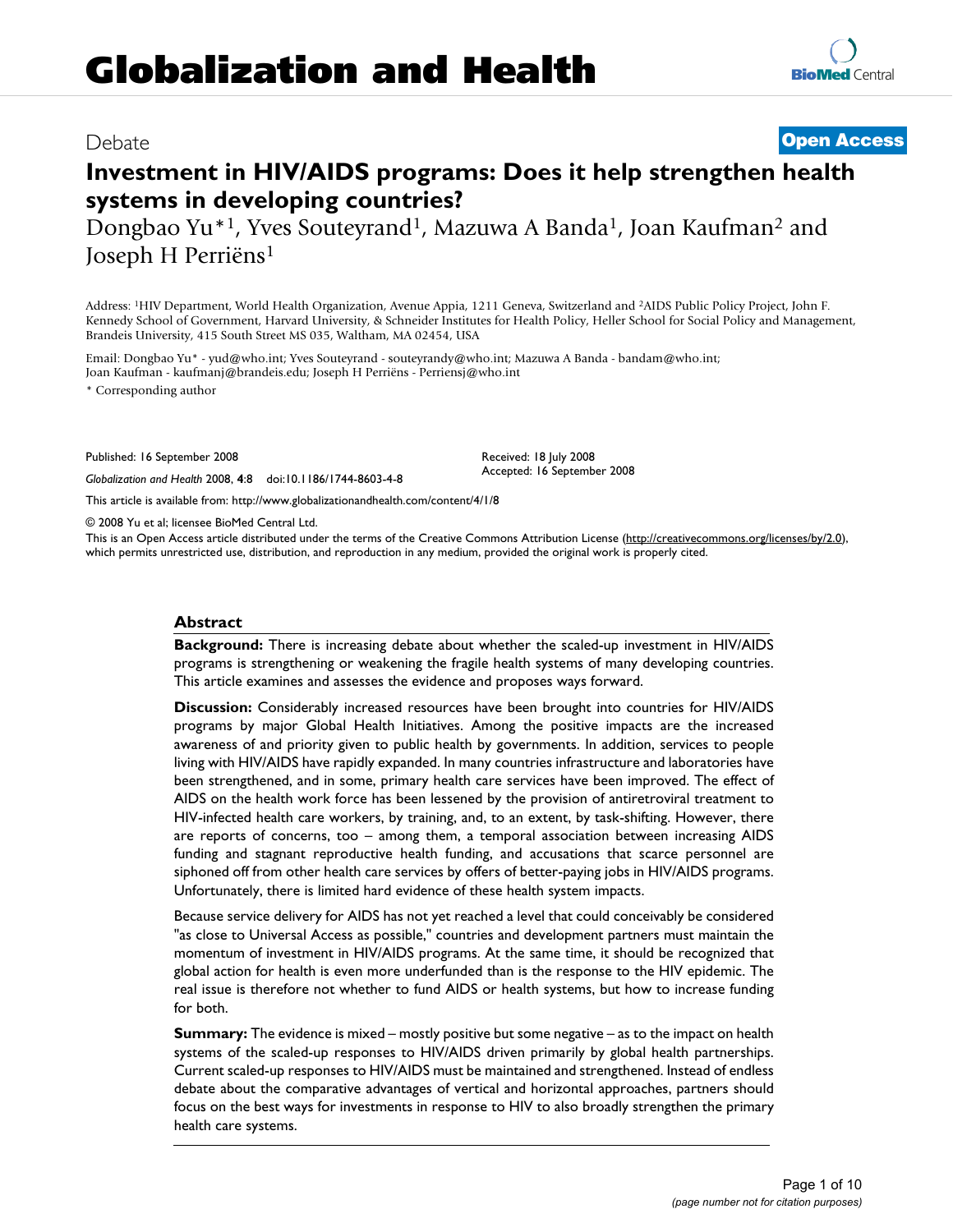# Globalization and Health

Debate **Open Access**

# Investment in HIV/AIDS programs: Does it help strengthen health systems in developing countries?

Dongbao Yu*[1], Yves Souteyrand[1], Mazuwa A Banda[1], Joan Kaufman[2] and Joseph H Perriëns[1]

Address: [1]HIV Department, World Health Organization, Avenue Appia, 1211 Geneva, Switzerland and [2]AIDS Public Policy Project, John F. Kennedy School of Government, Harvard University, & Schneider Institutes for Health Policy, Heller School for Social Policy and Management, Brandeis University, 415 South Street MS 035, Waltham, MA 02454, USA

Email: Dongbao Yu* - yud@who.int; Yves Souteyrand - souteyrandy@who.int; Mazuwa A Banda - bandam@who.int; Joan Kaufman - kaufmanj@brandeis.edu; Joseph H Perriëns - Perriensj@who.int

\* Corresponding author

Published: 16 September 2008

*Globalization and Health* 2008, **4**:8 doi:10.1186/1744-8603-4-8

Received: 18 July 2008
Accepted: 16 September 2008

This article is available from: http://www.globalizationandhealth.com/content/4/1/8

© 2008 Yu et al; licensee BioMed Central Ltd.

This is an Open Access article distributed under the terms of the Creative Commons Attribution License (http://creativecommons.org/licenses/by/2.0), which permits unrestricted use, distribution, and reproduction in any medium, provided the original work is properly cited.

## Abstract

**Background:** There is increasing debate about whether the scaled-up investment in HIV/AIDS programs is strengthening or weakening the fragile health systems of many developing countries. This article examines and assesses the evidence and proposes ways forward.

**Discussion:** Considerably increased resources have been brought into countries for HIV/AIDS programs by major Global Health Initiatives. Among the positive impacts are the increased awareness of and priority given to public health by governments. In addition, services to people living with HIV/AIDS have rapidly expanded. In many countries infrastructure and laboratories have been strengthened, and in some, primary health care services have been improved. The effect of AIDS on the health work force has been lessened by the provision of antiretroviral treatment to HIV-infected health care workers, by training, and, to an extent, by task-shifting. However, there are reports of concerns, too – among them, a temporal association between increasing AIDS funding and stagnant reproductive health funding, and accusations that scarce personnel are siphoned off from other health care services by offers of better-paying jobs in HIV/AIDS programs. Unfortunately, there is limited hard evidence of these health system impacts.

Because service delivery for AIDS has not yet reached a level that could conceivably be considered "as close to Universal Access as possible," countries and development partners must maintain the momentum of investment in HIV/AIDS programs. At the same time, it should be recognized that global action for health is even more underfunded than is the response to the HIV epidemic. The real issue is therefore not whether to fund AIDS or health systems, but how to increase funding for both.

**Summary:** The evidence is mixed – mostly positive but some negative – as to the impact on health systems of the scaled-up responses to HIV/AIDS driven primarily by global health partnerships. Current scaled-up responses to HIV/AIDS must be maintained and strengthened. Instead of endless debate about the comparative advantages of vertical and horizontal approaches, partners should focus on the best ways for investments in response to HIV to also broadly strengthen the primary health care systems.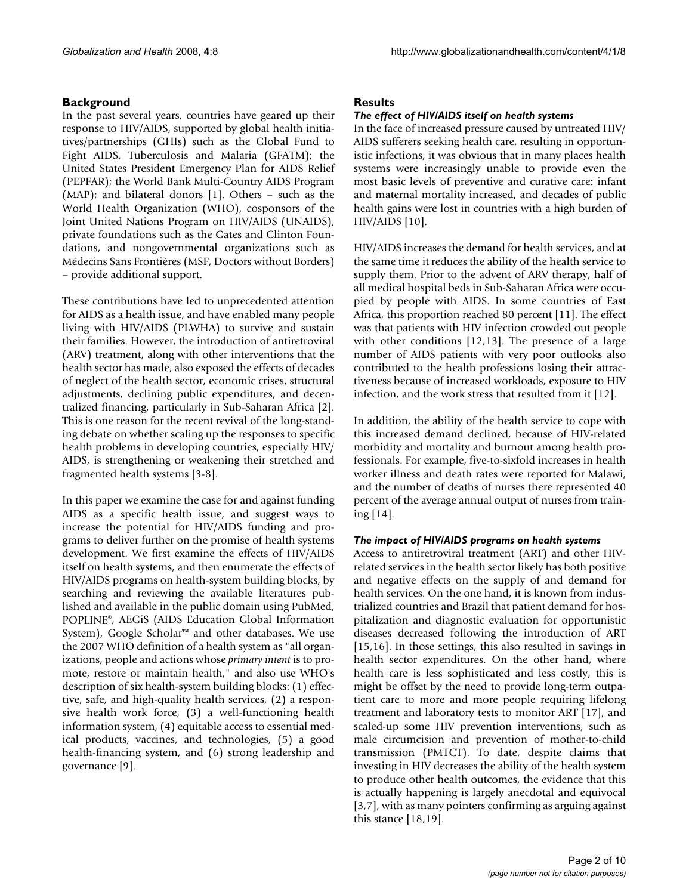## Background

In the past several years, countries have geared up their response to HIV/AIDS, supported by global health initiatives/partnerships (GHIs) such as the Global Fund to Fight AIDS, Tuberculosis and Malaria (GFATM); the United States President Emergency Plan for AIDS Relief (PEPFAR); the World Bank Multi-Country AIDS Program (MAP); and bilateral donors [1]. Others – such as the World Health Organization (WHO), cosponsors of the Joint United Nations Program on HIV/AIDS (UNAIDS), private foundations such as the Gates and Clinton Foundations, and nongovernmental organizations such as Médecins Sans Frontières (MSF, Doctors without Borders) – provide additional support.

These contributions have led to unprecedented attention for AIDS as a health issue, and have enabled many people living with HIV/AIDS (PLWHA) to survive and sustain their families. However, the introduction of antiretroviral (ARV) treatment, along with other interventions that the health sector has made, also exposed the effects of decades of neglect of the health sector, economic crises, structural adjustments, declining public expenditures, and decentralized financing, particularly in Sub-Saharan Africa [2]. This is one reason for the recent revival of the long-standing debate on whether scaling up the responses to specific health problems in developing countries, especially HIV/AIDS, is strengthening or weakening their stretched and fragmented health systems [3-8].

In this paper we examine the case for and against funding AIDS as a specific health issue, and suggest ways to increase the potential for HIV/AIDS funding and programs to deliver further on the promise of health systems development. We first examine the effects of HIV/AIDS itself on health systems, and then enumerate the effects of HIV/AIDS programs on health-system building blocks, by searching and reviewing the available literatures published and available in the public domain using PubMed, POPLINE®, AEGiS (AIDS Education Global Information System), Google Scholar™ and other databases. We use the 2007 WHO definition of a health system as "all organizations, people and actions whose *primary intent* is to promote, restore or maintain health," and also use WHO's description of six health-system building blocks: (1) effective, safe, and high-quality health services, (2) a responsive health work force, (3) a well-functioning health information system, (4) equitable access to essential medical products, vaccines, and technologies, (5) a good health-financing system, and (6) strong leadership and governance [9].

## Results

### *The effect of HIV/AIDS itself on health systems*

In the face of increased pressure caused by untreated HIV/AIDS sufferers seeking health care, resulting in opportunistic infections, it was obvious that in many places health systems were increasingly unable to provide even the most basic levels of preventive and curative care: infant and maternal mortality increased, and decades of public health gains were lost in countries with a high burden of HIV/AIDS [10].

HIV/AIDS increases the demand for health services, and at the same time it reduces the ability of the health service to supply them. Prior to the advent of ARV therapy, half of all medical hospital beds in Sub-Saharan Africa were occupied by people with AIDS. In some countries of East Africa, this proportion reached 80 percent [11]. The effect was that patients with HIV infection crowded out people with other conditions [12,13]. The presence of a large number of AIDS patients with very poor outlooks also contributed to the health professions losing their attractiveness because of increased workloads, exposure to HIV infection, and the work stress that resulted from it [12].

In addition, the ability of the health service to cope with this increased demand declined, because of HIV-related morbidity and mortality and burnout among health professionals. For example, five-to-sixfold increases in health worker illness and death rates were reported for Malawi, and the number of deaths of nurses there represented 40 percent of the average annual output of nurses from training [14].

### *The impact of HIV/AIDS programs on health systems*

Access to antiretroviral treatment (ART) and other HIV-related services in the health sector likely has both positive and negative effects on the supply of and demand for health services. On the one hand, it is known from industrialized countries and Brazil that patient demand for hospitalization and diagnostic evaluation for opportunistic diseases decreased following the introduction of ART [15,16]. In those settings, this also resulted in savings in health sector expenditures. On the other hand, where health care is less sophisticated and less costly, this is might be offset by the need to provide long-term outpatient care to more and more people requiring lifelong treatment and laboratory tests to monitor ART [17], and scaled-up some HIV prevention interventions, such as male circumcision and prevention of mother-to-child transmission (PMTCT). To date, despite claims that investing in HIV decreases the ability of the health system to produce other health outcomes, the evidence that this is actually happening is largely anecdotal and equivocal [3,7], with as many pointers confirming as arguing against this stance [18,19].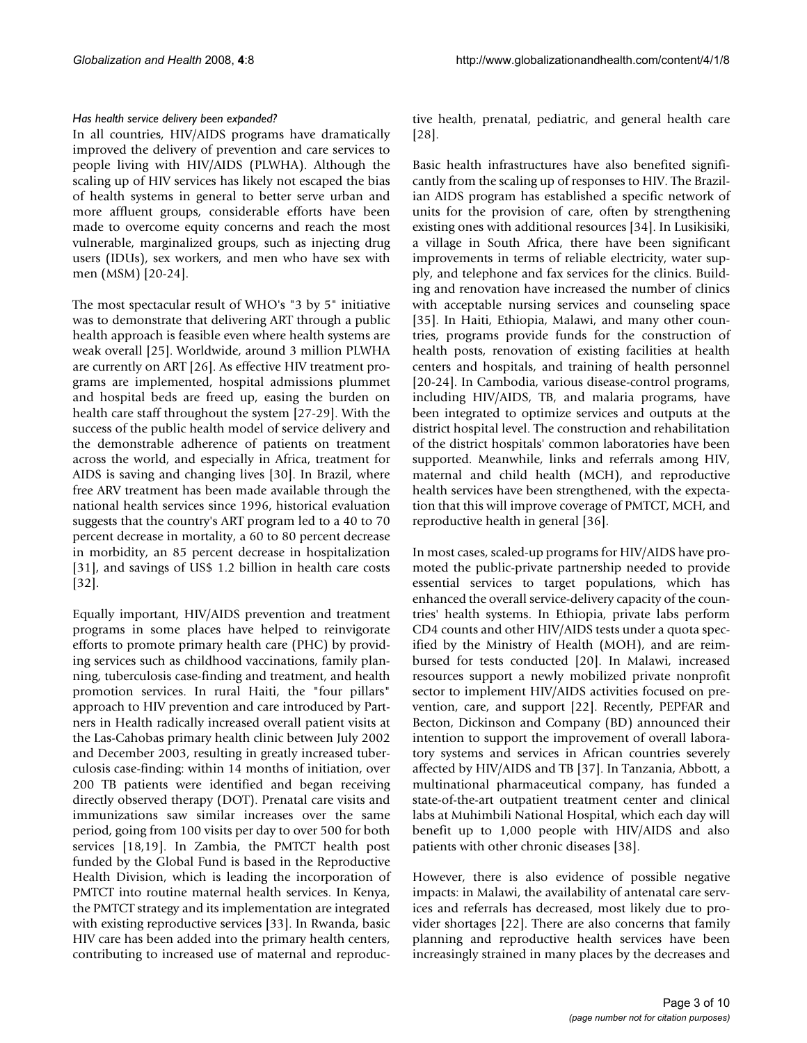*Has health service delivery been expanded?*

In all countries, HIV/AIDS programs have dramatically improved the delivery of prevention and care services to people living with HIV/AIDS (PLWHA). Although the scaling up of HIV services has likely not escaped the bias of health systems in general to better serve urban and more affluent groups, considerable efforts have been made to overcome equity concerns and reach the most vulnerable, marginalized groups, such as injecting drug users (IDUs), sex workers, and men who have sex with men (MSM) [20-24].

The most spectacular result of WHO's "3 by 5" initiative was to demonstrate that delivering ART through a public health approach is feasible even where health systems are weak overall [25]. Worldwide, around 3 million PLWHA are currently on ART [26]. As effective HIV treatment programs are implemented, hospital admissions plummet and hospital beds are freed up, easing the burden on health care staff throughout the system [27-29]. With the success of the public health model of service delivery and the demonstrable adherence of patients on treatment across the world, and especially in Africa, treatment for AIDS is saving and changing lives [30]. In Brazil, where free ARV treatment has been made available through the national health services since 1996, historical evaluation suggests that the country's ART program led to a 40 to 70 percent decrease in mortality, a 60 to 80 percent decrease in morbidity, an 85 percent decrease in hospitalization [31], and savings of US$ 1.2 billion in health care costs [32].

Equally important, HIV/AIDS prevention and treatment programs in some places have helped to reinvigorate efforts to promote primary health care (PHC) by providing services such as childhood vaccinations, family planning, tuberculosis case-finding and treatment, and health promotion services. In rural Haiti, the "four pillars" approach to HIV prevention and care introduced by Partners in Health radically increased overall patient visits at the Las-Cahobas primary health clinic between July 2002 and December 2003, resulting in greatly increased tuberculosis case-finding: within 14 months of initiation, over 200 TB patients were identified and began receiving directly observed therapy (DOT). Prenatal care visits and immunizations saw similar increases over the same period, going from 100 visits per day to over 500 for both services [18,19]. In Zambia, the PMTCT health post funded by the Global Fund is based in the Reproductive Health Division, which is leading the incorporation of PMTCT into routine maternal health services. In Kenya, the PMTCT strategy and its implementation are integrated with existing reproductive services [33]. In Rwanda, basic HIV care has been added into the primary health centers, contributing to increased use of maternal and reproductive health, prenatal, pediatric, and general health care [28].

Basic health infrastructures have also benefited significantly from the scaling up of responses to HIV. The Brazilian AIDS program has established a specific network of units for the provision of care, often by strengthening existing ones with additional resources [34]. In Lusikisiki, a village in South Africa, there have been significant improvements in terms of reliable electricity, water supply, and telephone and fax services for the clinics. Building and renovation have increased the number of clinics with acceptable nursing services and counseling space [35]. In Haiti, Ethiopia, Malawi, and many other countries, programs provide funds for the construction of health posts, renovation of existing facilities at health centers and hospitals, and training of health personnel [20-24]. In Cambodia, various disease-control programs, including HIV/AIDS, TB, and malaria programs, have been integrated to optimize services and outputs at the district hospital level. The construction and rehabilitation of the district hospitals' common laboratories have been supported. Meanwhile, links and referrals among HIV, maternal and child health (MCH), and reproductive health services have been strengthened, with the expectation that this will improve coverage of PMTCT, MCH, and reproductive health in general [36].

In most cases, scaled-up programs for HIV/AIDS have promoted the public-private partnership needed to provide essential services to target populations, which has enhanced the overall service-delivery capacity of the countries' health systems. In Ethiopia, private labs perform CD4 counts and other HIV/AIDS tests under a quota specified by the Ministry of Health (MOH), and are reimbursed for tests conducted [20]. In Malawi, increased resources support a newly mobilized private nonprofit sector to implement HIV/AIDS activities focused on prevention, care, and support [22]. Recently, PEPFAR and Becton, Dickinson and Company (BD) announced their intention to support the improvement of overall laboratory systems and services in African countries severely affected by HIV/AIDS and TB [37]. In Tanzania, Abbott, a multinational pharmaceutical company, has funded a state-of-the-art outpatient treatment center and clinical labs at Muhimbili National Hospital, which each day will benefit up to 1,000 people with HIV/AIDS and also patients with other chronic diseases [38].

However, there is also evidence of possible negative impacts: in Malawi, the availability of antenatal care services and referrals has decreased, most likely due to provider shortages [22]. There are also concerns that family planning and reproductive health services have been increasingly strained in many places by the decreases and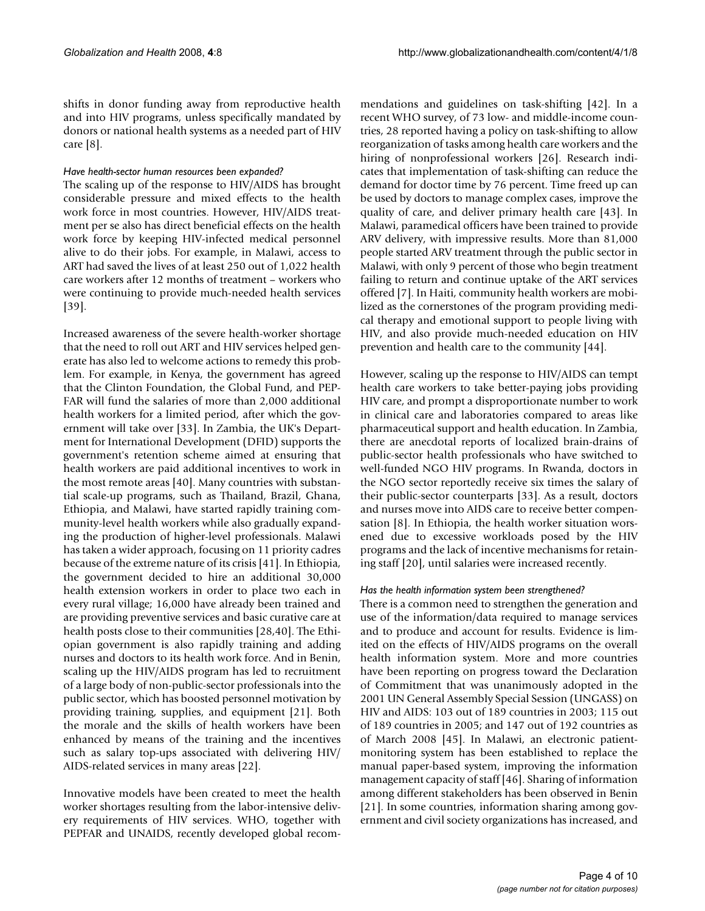shifts in donor funding away from reproductive health and into HIV programs, unless specifically mandated by donors or national health systems as a needed part of HIV care [8].

*Have health-sector human resources been expanded?*

The scaling up of the response to HIV/AIDS has brought considerable pressure and mixed effects to the health work force in most countries. However, HIV/AIDS treatment per se also has direct beneficial effects on the health work force by keeping HIV-infected medical personnel alive to do their jobs. For example, in Malawi, access to ART had saved the lives of at least 250 out of 1,022 health care workers after 12 months of treatment – workers who were continuing to provide much-needed health services [39].

Increased awareness of the severe health-worker shortage that the need to roll out ART and HIV services helped generate has also led to welcome actions to remedy this problem. For example, in Kenya, the government has agreed that the Clinton Foundation, the Global Fund, and PEPFAR will fund the salaries of more than 2,000 additional health workers for a limited period, after which the government will take over [33]. In Zambia, the UK's Department for International Development (DFID) supports the government's retention scheme aimed at ensuring that health workers are paid additional incentives to work in the most remote areas [40]. Many countries with substantial scale-up programs, such as Thailand, Brazil, Ghana, Ethiopia, and Malawi, have started rapidly training community-level health workers while also gradually expanding the production of higher-level professionals. Malawi has taken a wider approach, focusing on 11 priority cadres because of the extreme nature of its crisis [41]. In Ethiopia, the government decided to hire an additional 30,000 health extension workers in order to place two each in every rural village; 16,000 have already been trained and are providing preventive services and basic curative care at health posts close to their communities [28,40]. The Ethiopian government is also rapidly training and adding nurses and doctors to its health work force. And in Benin, scaling up the HIV/AIDS program has led to recruitment of a large body of non-public-sector professionals into the public sector, which has boosted personnel motivation by providing training, supplies, and equipment [21]. Both the morale and the skills of health workers have been enhanced by means of the training and the incentives such as salary top-ups associated with delivering HIV/AIDS-related services in many areas [22].

Innovative models have been created to meet the health worker shortages resulting from the labor-intensive delivery requirements of HIV services. WHO, together with PEPFAR and UNAIDS, recently developed global recommendations and guidelines on task-shifting [42]. In a recent WHO survey, of 73 low- and middle-income countries, 28 reported having a policy on task-shifting to allow reorganization of tasks among health care workers and the hiring of nonprofessional workers [26]. Research indicates that implementation of task-shifting can reduce the demand for doctor time by 76 percent. Time freed up can be used by doctors to manage complex cases, improve the quality of care, and deliver primary health care [43]. In Malawi, paramedical officers have been trained to provide ARV delivery, with impressive results. More than 81,000 people started ARV treatment through the public sector in Malawi, with only 9 percent of those who begin treatment failing to return and continue uptake of the ART services offered [7]. In Haiti, community health workers are mobilized as the cornerstones of the program providing medical therapy and emotional support to people living with HIV, and also provide much-needed education on HIV prevention and health care to the community [44].

However, scaling up the response to HIV/AIDS can tempt health care workers to take better-paying jobs providing HIV care, and prompt a disproportionate number to work in clinical care and laboratories compared to areas like pharmaceutical support and health education. In Zambia, there are anecdotal reports of localized brain-drains of public-sector health professionals who have switched to well-funded NGO HIV programs. In Rwanda, doctors in the NGO sector reportedly receive six times the salary of their public-sector counterparts [33]. As a result, doctors and nurses move into AIDS care to receive better compensation [8]. In Ethiopia, the health worker situation worsened due to excessive workloads posed by the HIV programs and the lack of incentive mechanisms for retaining staff [20], until salaries were increased recently.

*Has the health information system been strengthened?*

There is a common need to strengthen the generation and use of the information/data required to manage services and to produce and account for results. Evidence is limited on the effects of HIV/AIDS programs on the overall health information system. More and more countries have been reporting on progress toward the Declaration of Commitment that was unanimously adopted in the 2001 UN General Assembly Special Session (UNGASS) on HIV and AIDS: 103 out of 189 countries in 2003; 115 out of 189 countries in 2005; and 147 out of 192 countries as of March 2008 [45]. In Malawi, an electronic patient-monitoring system has been established to replace the manual paper-based system, improving the information management capacity of staff [46]. Sharing of information among different stakeholders has been observed in Benin [21]. In some countries, information sharing among government and civil society organizations has increased, and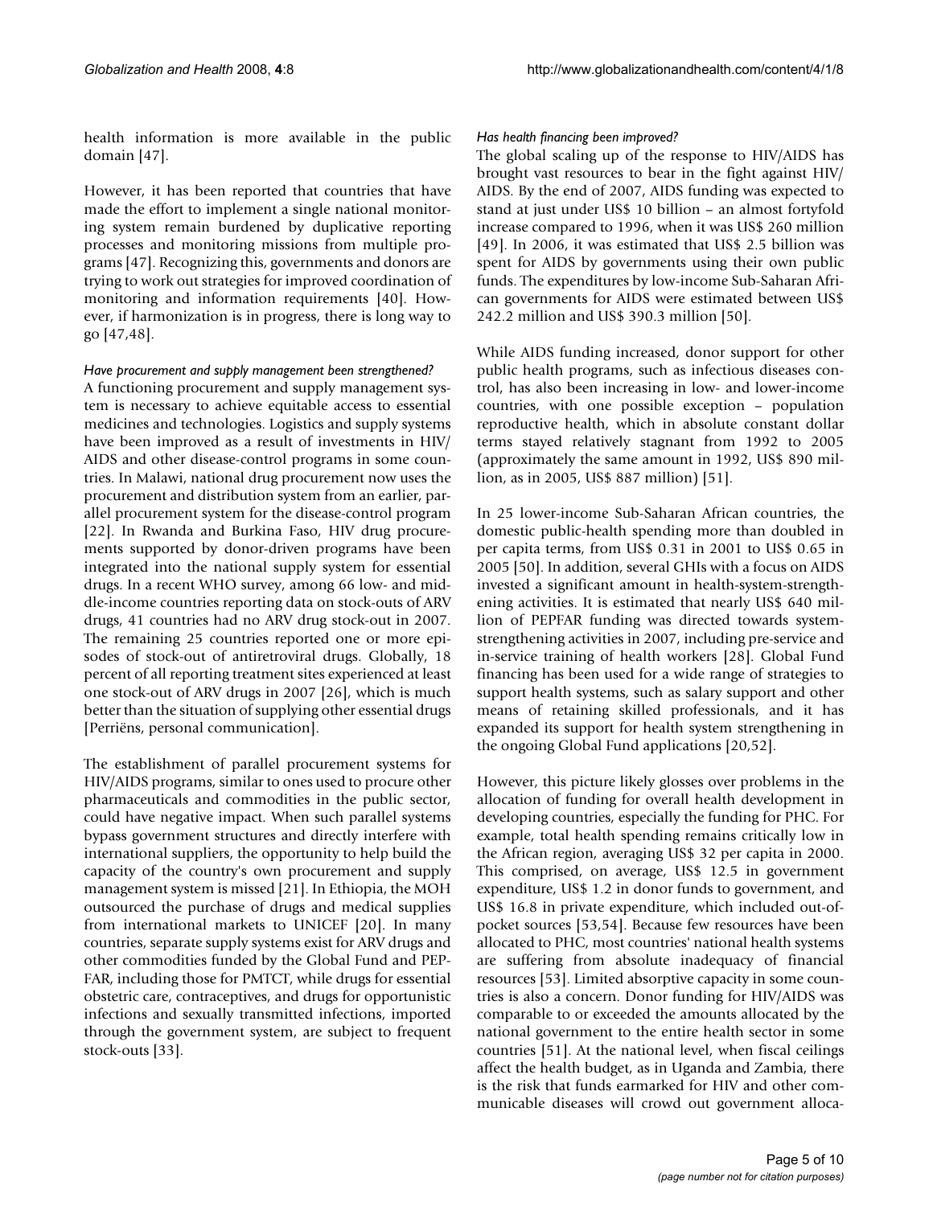health information is more available in the public domain [47].

However, it has been reported that countries that have made the effort to implement a single national monitoring system remain burdened by duplicative reporting processes and monitoring missions from multiple programs [47]. Recognizing this, governments and donors are trying to work out strategies for improved coordination of monitoring and information requirements [40]. However, if harmonization is in progress, there is long way to go [47,48].

*Have procurement and supply management been strengthened?*

A functioning procurement and supply management system is necessary to achieve equitable access to essential medicines and technologies. Logistics and supply systems have been improved as a result of investments in HIV/AIDS and other disease-control programs in some countries. In Malawi, national drug procurement now uses the procurement and distribution system from an earlier, parallel procurement system for the disease-control program [22]. In Rwanda and Burkina Faso, HIV drug procurements supported by donor-driven programs have been integrated into the national supply system for essential drugs. In a recent WHO survey, among 66 low- and middle-income countries reporting data on stock-outs of ARV drugs, 41 countries had no ARV drug stock-out in 2007. The remaining 25 countries reported one or more episodes of stock-out of antiretroviral drugs. Globally, 18 percent of all reporting treatment sites experienced at least one stock-out of ARV drugs in 2007 [26], which is much better than the situation of supplying other essential drugs [Perriëns, personal communication].

The establishment of parallel procurement systems for HIV/AIDS programs, similar to ones used to procure other pharmaceuticals and commodities in the public sector, could have negative impact. When such parallel systems bypass government structures and directly interfere with international suppliers, the opportunity to help build the capacity of the country's own procurement and supply management system is missed [21]. In Ethiopia, the MOH outsourced the purchase of drugs and medical supplies from international markets to UNICEF [20]. In many countries, separate supply systems exist for ARV drugs and other commodities funded by the Global Fund and PEPFAR, including those for PMTCT, while drugs for essential obstetric care, contraceptives, and drugs for opportunistic infections and sexually transmitted infections, imported through the government system, are subject to frequent stock-outs [33].

*Has health financing been improved?*

The global scaling up of the response to HIV/AIDS has brought vast resources to bear in the fight against HIV/AIDS. By the end of 2007, AIDS funding was expected to stand at just under US$ 10 billion – an almost fortyfold increase compared to 1996, when it was US$ 260 million [49]. In 2006, it was estimated that US$ 2.5 billion was spent for AIDS by governments using their own public funds. The expenditures by low-income Sub-Saharan African governments for AIDS were estimated between US$ 242.2 million and US$ 390.3 million [50].

While AIDS funding increased, donor support for other public health programs, such as infectious diseases control, has also been increasing in low- and lower-income countries, with one possible exception – population reproductive health, which in absolute constant dollar terms stayed relatively stagnant from 1992 to 2005 (approximately the same amount in 1992, US$ 890 million, as in 2005, US$ 887 million) [51].

In 25 lower-income Sub-Saharan African countries, the domestic public-health spending more than doubled in per capita terms, from US$ 0.31 in 2001 to US$ 0.65 in 2005 [50]. In addition, several GHIs with a focus on AIDS invested a significant amount in health-system-strengthening activities. It is estimated that nearly US$ 640 million of PEPFAR funding was directed towards system-strengthening activities in 2007, including pre-service and in-service training of health workers [28]. Global Fund financing has been used for a wide range of strategies to support health systems, such as salary support and other means of retaining skilled professionals, and it has expanded its support for health system strengthening in the ongoing Global Fund applications [20,52].

However, this picture likely glosses over problems in the allocation of funding for overall health development in developing countries, especially the funding for PHC. For example, total health spending remains critically low in the African region, averaging US$ 32 per capita in 2000. This comprised, on average, US$ 12.5 in government expenditure, US$ 1.2 in donor funds to government, and US$ 16.8 in private expenditure, which included out-of-pocket sources [53,54]. Because few resources have been allocated to PHC, most countries' national health systems are suffering from absolute inadequacy of financial resources [53]. Limited absorptive capacity in some countries is also a concern. Donor funding for HIV/AIDS was comparable to or exceeded the amounts allocated by the national government to the entire health sector in some countries [51]. At the national level, when fiscal ceilings affect the health budget, as in Uganda and Zambia, there is the risk that funds earmarked for HIV and other communicable diseases will crowd out government alloca-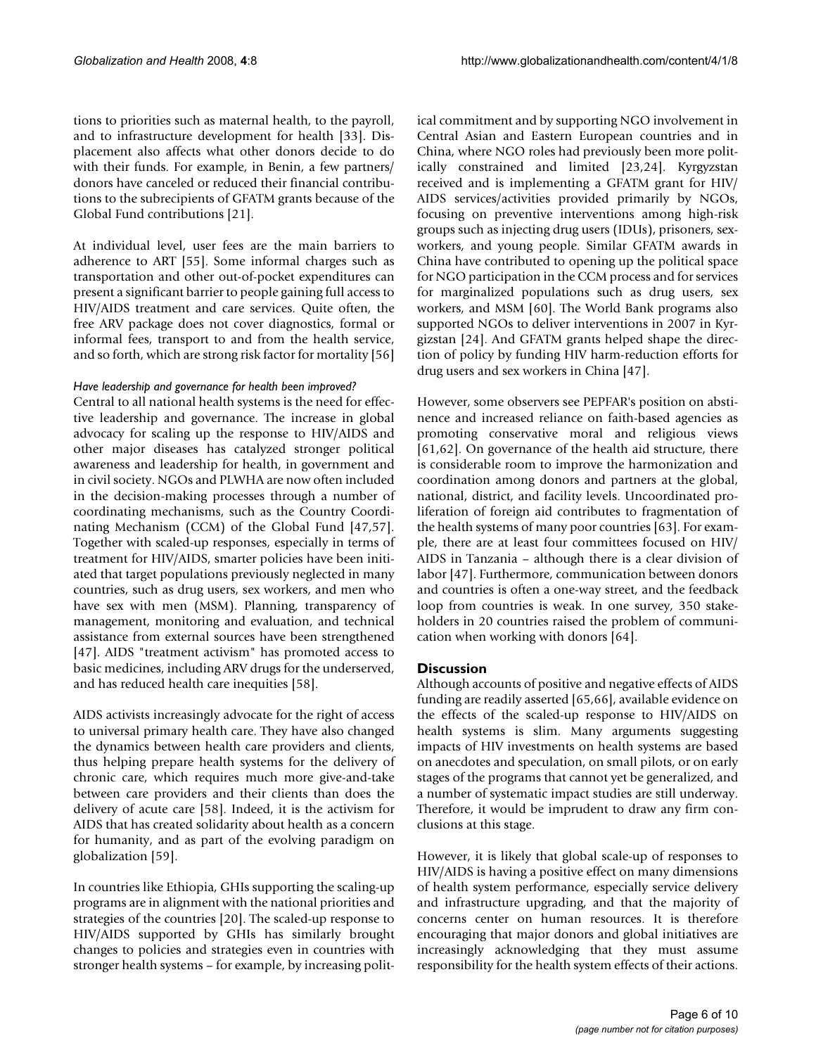tions to priorities such as maternal health, to the payroll, and to infrastructure development for health [33]. Displacement also affects what other donors decide to do with their funds. For example, in Benin, a few partners/donors have canceled or reduced their financial contributions to the subrecipients of GFATM grants because of the Global Fund contributions [21].

At individual level, user fees are the main barriers to adherence to ART [55]. Some informal charges such as transportation and other out-of-pocket expenditures can present a significant barrier to people gaining full access to HIV/AIDS treatment and care services. Quite often, the free ARV package does not cover diagnostics, formal or informal fees, transport to and from the health service, and so forth, which are strong risk factor for mortality [56]

#### *Have leadership and governance for health been improved?*

Central to all national health systems is the need for effective leadership and governance. The increase in global advocacy for scaling up the response to HIV/AIDS and other major diseases has catalyzed stronger political awareness and leadership for health, in government and in civil society. NGOs and PLWHA are now often included in the decision-making processes through a number of coordinating mechanisms, such as the Country Coordinating Mechanism (CCM) of the Global Fund [47,57]. Together with scaled-up responses, especially in terms of treatment for HIV/AIDS, smarter policies have been initiated that target populations previously neglected in many countries, such as drug users, sex workers, and men who have sex with men (MSM). Planning, transparency of management, monitoring and evaluation, and technical assistance from external sources have been strengthened [47]. AIDS "treatment activism" has promoted access to basic medicines, including ARV drugs for the underserved, and has reduced health care inequities [58].

AIDS activists increasingly advocate for the right of access to universal primary health care. They have also changed the dynamics between health care providers and clients, thus helping prepare health systems for the delivery of chronic care, which requires much more give-and-take between care providers and their clients than does the delivery of acute care [58]. Indeed, it is the activism for AIDS that has created solidarity about health as a concern for humanity, and as part of the evolving paradigm on globalization [59].

In countries like Ethiopia, GHIs supporting the scaling-up programs are in alignment with the national priorities and strategies of the countries [20]. The scaled-up response to HIV/AIDS supported by GHIs has similarly brought changes to policies and strategies even in countries with stronger health systems – for example, by increasing political commitment and by supporting NGO involvement in Central Asian and Eastern European countries and in China, where NGO roles had previously been more politically constrained and limited [23,24]. Kyrgyzstan received and is implementing a GFATM grant for HIV/AIDS services/activities provided primarily by NGOs, focusing on preventive interventions among high-risk groups such as injecting drug users (IDUs), prisoners, sex-workers, and young people. Similar GFATM awards in China have contributed to opening up the political space for NGO participation in the CCM process and for services for marginalized populations such as drug users, sex workers, and MSM [60]. The World Bank programs also supported NGOs to deliver interventions in 2007 in Kyrgizstan [24]. And GFATM grants helped shape the direction of policy by funding HIV harm-reduction efforts for drug users and sex workers in China [47].

However, some observers see PEPFAR's position on abstinence and increased reliance on faith-based agencies as promoting conservative moral and religious views [61,62]. On governance of the health aid structure, there is considerable room to improve the harmonization and coordination among donors and partners at the global, national, district, and facility levels. Uncoordinated proliferation of foreign aid contributes to fragmentation of the health systems of many poor countries [63]. For example, there are at least four committees focused on HIV/AIDS in Tanzania – although there is a clear division of labor [47]. Furthermore, communication between donors and countries is often a one-way street, and the feedback loop from countries is weak. In one survey, 350 stakeholders in 20 countries raised the problem of communication when working with donors [64].

## Discussion

Although accounts of positive and negative effects of AIDS funding are readily asserted [65,66], available evidence on the effects of the scaled-up response to HIV/AIDS on health systems is slim. Many arguments suggesting impacts of HIV investments on health systems are based on anecdotes and speculation, on small pilots, or on early stages of the programs that cannot yet be generalized, and a number of systematic impact studies are still underway. Therefore, it would be imprudent to draw any firm conclusions at this stage.

However, it is likely that global scale-up of responses to HIV/AIDS is having a positive effect on many dimensions of health system performance, especially service delivery and infrastructure upgrading, and that the majority of concerns center on human resources. It is therefore encouraging that major donors and global initiatives are increasingly acknowledging that they must assume responsibility for the health system effects of their actions.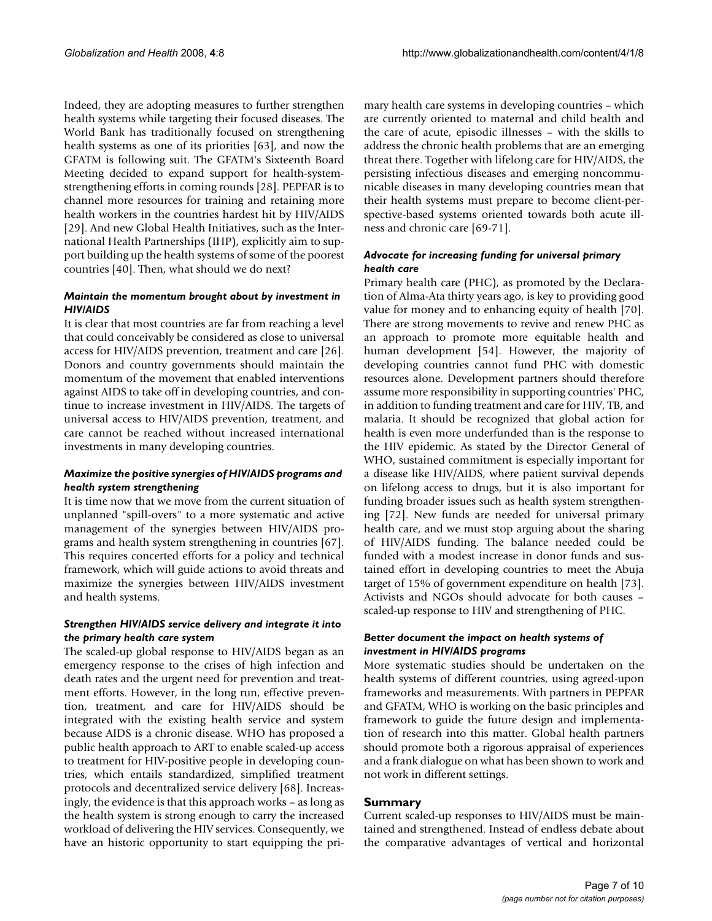Indeed, they are adopting measures to further strengthen health systems while targeting their focused diseases. The World Bank has traditionally focused on strengthening health systems as one of its priorities [63], and now the GFATM is following suit. The GFATM's Sixteenth Board Meeting decided to expand support for health-system-strengthening efforts in coming rounds [28]. PEPFAR is to channel more resources for training and retaining more health workers in the countries hardest hit by HIV/AIDS [29]. And new Global Health Initiatives, such as the International Health Partnerships (IHP), explicitly aim to support building up the health systems of some of the poorest countries [40]. Then, what should we do next?

#### *Maintain the momentum brought about by investment in HIV/AIDS*

It is clear that most countries are far from reaching a level that could conceivably be considered as close to universal access for HIV/AIDS prevention, treatment and care [26]. Donors and country governments should maintain the momentum of the movement that enabled interventions against AIDS to take off in developing countries, and continue to increase investment in HIV/AIDS. The targets of universal access to HIV/AIDS prevention, treatment, and care cannot be reached without increased international investments in many developing countries.

#### *Maximize the positive synergies of HIV/AIDS programs and health system strengthening*

It is time now that we move from the current situation of unplanned "spill-overs" to a more systematic and active management of the synergies between HIV/AIDS programs and health system strengthening in countries [67]. This requires concerted efforts for a policy and technical framework, which will guide actions to avoid threats and maximize the synergies between HIV/AIDS investment and health systems.

#### *Strengthen HIV/AIDS service delivery and integrate it into the primary health care system*

The scaled-up global response to HIV/AIDS began as an emergency response to the crises of high infection and death rates and the urgent need for prevention and treatment efforts. However, in the long run, effective prevention, treatment, and care for HIV/AIDS should be integrated with the existing health service and system because AIDS is a chronic disease. WHO has proposed a public health approach to ART to enable scaled-up access to treatment for HIV-positive people in developing countries, which entails standardized, simplified treatment protocols and decentralized service delivery [68]. Increasingly, the evidence is that this approach works – as long as the health system is strong enough to carry the increased workload of delivering the HIV services. Consequently, we have an historic opportunity to start equipping the primary health care systems in developing countries – which are currently oriented to maternal and child health and the care of acute, episodic illnesses – with the skills to address the chronic health problems that are an emerging threat there. Together with lifelong care for HIV/AIDS, the persisting infectious diseases and emerging noncommunicable diseases in many developing countries mean that their health systems must prepare to become client-perspective-based systems oriented towards both acute illness and chronic care [69-71].

#### *Advocate for increasing funding for universal primary health care*

Primary health care (PHC), as promoted by the Declaration of Alma-Ata thirty years ago, is key to providing good value for money and to enhancing equity of health [70]. There are strong movements to revive and renew PHC as an approach to promote more equitable health and human development [54]. However, the majority of developing countries cannot fund PHC with domestic resources alone. Development partners should therefore assume more responsibility in supporting countries' PHC, in addition to funding treatment and care for HIV, TB, and malaria. It should be recognized that global action for health is even more underfunded than is the response to the HIV epidemic. As stated by the Director General of WHO, sustained commitment is especially important for a disease like HIV/AIDS, where patient survival depends on lifelong access to drugs, but it is also important for funding broader issues such as health system strengthening [72]. New funds are needed for universal primary health care, and we must stop arguing about the sharing of HIV/AIDS funding. The balance needed could be funded with a modest increase in donor funds and sustained effort in developing countries to meet the Abuja target of 15% of government expenditure on health [73]. Activists and NGOs should advocate for both causes – scaled-up response to HIV and strengthening of PHC.

#### *Better document the impact on health systems of investment in HIV/AIDS programs*

More systematic studies should be undertaken on the health systems of different countries, using agreed-upon frameworks and measurements. With partners in PEPFAR and GFATM, WHO is working on the basic principles and framework to guide the future design and implementation of research into this matter. Global health partners should promote both a rigorous appraisal of experiences and a frank dialogue on what has been shown to work and not work in different settings.

## Summary

Current scaled-up responses to HIV/AIDS must be maintained and strengthened. Instead of endless debate about the comparative advantages of vertical and horizontal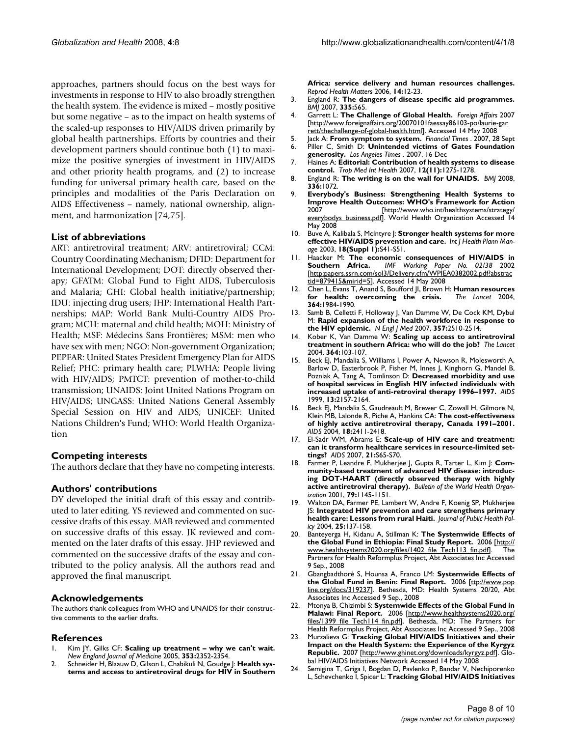approaches, partners should focus on the best ways for investments in response to HIV to also broadly strengthen the health system. The evidence is mixed – mostly positive but some negative – as to the impact on health systems of the scaled-up responses to HIV/AIDS driven primarily by global health partnerships. Efforts by countries and their development partners should continue both (1) to maximize the positive synergies of investment in HIV/AIDS and other priority health programs, and (2) to increase funding for universal primary health care, based on the principles and modalities of the Paris Declaration on AIDS Effectiveness – namely, national ownership, alignment, and harmonization [74,75].

## List of abbreviations

ART: antiretroviral treatment; ARV: antiretroviral; CCM: Country Coordinating Mechanism; DFID: Department for International Development; DOT: directly observed therapy; GFATM: Global Fund to Fight AIDS, Tuberculosis and Malaria; GHI: Global health initiative/partnership; IDU: injecting drug users; IHP: International Health Partnerships; MAP: World Bank Multi-Country AIDS Program; MCH: maternal and child health; MOH: Ministry of Health; MSF: Médecins Sans Frontières; MSM: men who have sex with men; NGO: Non-government Organization; PEPFAR: United States President Emergency Plan for AIDS Relief; PHC: primary health care; PLWHA: People living with HIV/AIDS; PMTCT: prevention of mother-to-child transmission; UNAIDS: Joint United Nations Program on HIV/AIDS; UNGASS: United Nations General Assembly Special Session on HIV and AIDS; UNICEF: United Nations Children's Fund; WHO: World Health Organization

## Competing interests

The authors declare that they have no competing interests.

## Authors' contributions

DY developed the initial draft of this essay and contributed to later editing. YS reviewed and commented on successive drafts of this essay. MAB reviewed and commented on successive drafts of this essay. JK reviewed and commented on the later drafts of this essay. JHP reviewed and commented on the successive drafts of the essay and contributed to the policy analysis. All the authors read and approved the final manuscript.

## Acknowledgements

The authors thank colleagues from WHO and UNAIDS for their constructive comments to the earlier drafts.

## References

1. Kim JY, Gilks CF: **Scaling up treatment – why we can't wait.** *New England Journal of Medicine* 2005, **353:**2352-2354.
2. Schneider H, Blaauw D, Gilson L, Chabikuli N, Goudge J: **Health systems and access to antiretroviral drugs for HIV in Southern Africa: service delivery and human resources challenges.** *Reprod Health Matters* 2006, **14:**12-23.
3. England R: **The dangers of disease specific aid programmes.** *BMJ* 2007, **335:**565.
4. Garrett L: **The Challenge of Global Health.** *Foreign Affairs* 2007 [http://www.foreignaffairs.org/20070101faessay86103-po/laurie-garrett/thechallenge-of-global-health.html]. Accessed 14 May 2008
5. Jack A: **From symptom to system.** *Financial Times* . 2007, 28 Sept
6. Piller C, Smith D: **Unintended victims of Gates Foundation generosity.** *Los Angeles Times* . 2007, 16 Dec
7. Haines A: **Editorial: Contribution of health systems to disease control.** *Trop Med Int Health* 2007, **12(11):**1275-1278.
8. England R: **The writing is on the wall for UNAIDS.** *BMJ* 2008, **336:**1072.
9. **Everybody's Business: Strengthening Health Systems to Improve Health Outcomes: WHO's Framework for Action** 2007 [http://www.who.int/healthsystems/strategy/everybodys_business.pdf]. World Health Organization Accessed 14 May 2008
10. Buve A, Kalibala S, McIntyre J: **Stronger health systems for more effective HIV/AIDS prevention and care.** *Int J Health Plann Manage* 2003, **18(Suppl 1):**S41-S51.
11. Haacker M: **The economic consequences of HIV/AIDS in Southern Africa.** *IMF Working Paper No. 02/38* 2002 [http:papers.ssrn.com/sol3/Delivery.cfm/WPIEA0382002.pdf?abstractid=879415&mirid=5]. Accessed 14 May 2008
12. Chen L, Evans T, Anand S, Boufford JI, Brown H: **Human resources for health: overcoming the crisis.** *The Lancet* 2004, **364:**1984-1990.
13. Samb B, Celletti F, Holloway J, Van Damme W, De Cock KM, Dybul M: **Rapid expansion of the health workforce in response to the HIV epidemic.** *N Engl J Med* 2007, **357:**2510-2514.
14. Kober K, Van Damme W: **Scaling up access to antiretroviral treatment in southern Africa: who will do the job?** *The Lancet* 2004, **364:**103-107.
15. Beck EJ, Mandalia S, Williams I, Power A, Newson R, Molesworth A, Barlow D, Easterbrook P, Fisher M, Innes J, Kinghorn G, Mandel B, Pozniak A, Tang A, Tomlinson D: **Decreased morbidity and use of hospital services in English HIV infected individuals with increased uptake of anti-retroviral therapy 1996–1997.** *AIDS* 1999, **13:**2157-2164.
16. Beck EJ, Mandalia S, Gaudreault M, Brewer C, Zowall H, Gilmore N, Klein MB, Lalonde R, Piche A, Hankins CA: **The cost-effectiveness of highly active antiretroviral therapy, Canada 1991–2001.** *AIDS* 2004, **18:**2411-2418.
17. El-Sadr WM, Abrams E: **Scale-up of HIV care and treatment: can it transform healthcare services in resource-limited settings?** *AIDS* 2007, **21:**S65-S70.
18. Farmer P, Leandre F, Mukherjee J, Gupta R, Tarter L, Kim J: **Community-based treatment of advanced HIV disease: introducing DOT-HAART (directly observed therapy with highly active antiretroviral therapy).** *Bulletin of the World Health Organization* 2001, **79:**1145-1151.
19. Walton DA, Farmer PE, Lambert W, Andre F, Koenig SP, Mukherjee JS: **Integrated HIV prevention and care strengthens primary health care: Lessons from rural Haiti.** *Journal of Public Health Policy* 2004, **25:**137-158.
20. Banteyerga H, Kidanu A, Stillman K: **The Systemwide Effects of the Global Fund in Ethiopia: Final Study Report.** 2006 [http://www.healthsystems2020.org/files/1402_file_Tech113_fin.pdf]. The Partners for Health Reformplus Project, Abt Associates Inc Accessed 9 Sep., 2008
21. Gbangbadthoré S, Hounsa A, Franco LM: **Systemwide Effects of the Global Fund in Benin: Final Report.** 2006 [ttp://www.popline.org/docs/319237]. Bethesda, MD: Health Systems 20/20, Abt Associates Inc Accessed 9 Sep., 2008
22. Mtonya B, Chizimbi S: **Systemwide Effects of the Global Fund in Malawi: Final Report.** 2006 [http://www.healthsystems2020.org/files/1399_file_Tech114_fin.pdf]. Bethesda, MD: The Partners for Health Reformplus Project, Abt Associates Inc Accessed 9 Sep., 2008
23. Murzalieva G: **Tracking Global HIV/AIDS Initiatives and their Impact on the Health System: the Experience of the Kyrgyz Republic.** 2007 [http://www.ghinet.org/downloads/kyrgyz.pdf]. Global HIV/AIDS Initiatives Network Accessed 14 May 2008
24. Semigina T, Griga I, Bogdan D, Pavlenko P, Bandar V, Nechiporenko L, Schevchenko I, Spicer L: **Tracking Global HIV/AIDS Initiatives**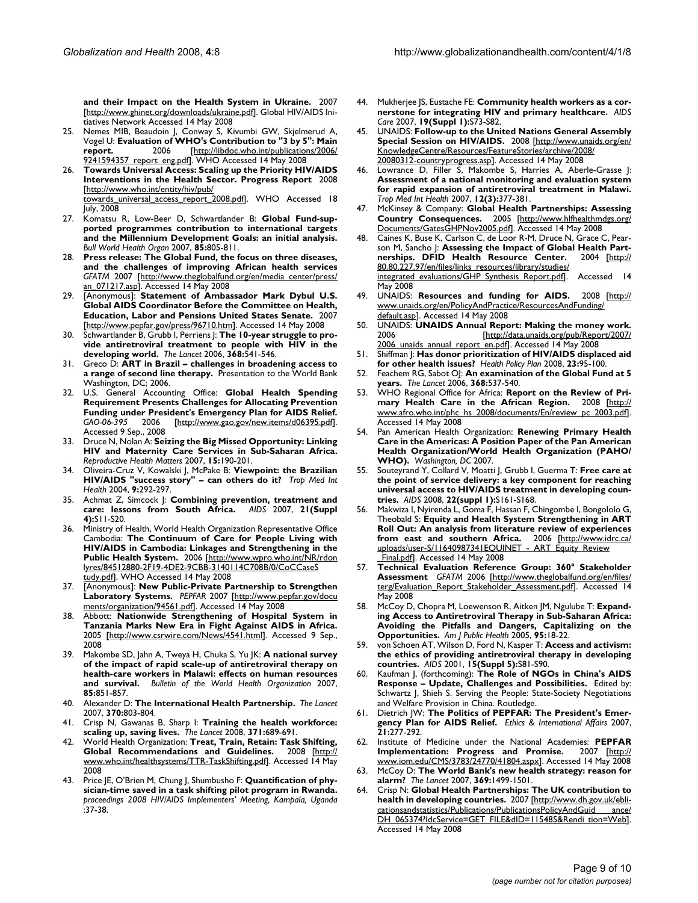**and their Impact on the Health System in Ukraine.** 2007 [http://www.ghinet.org/downloads/ukraine.pdf]. Global HIV/AIDS Initiatives Network Accessed 14 May 2008

25. Nemes MIB, Beaudoin J, Conway S, Kivumbi GW, Skjelmerud A, Vogel U: **Evaluation of WHO's Contribution to "3 by 5": Main report.** 2006 [http://libdoc.who.int/publications/2006/9241594357_report_eng.pdf]. WHO Accessed 14 May 2008
26. **Towards Universal Access: Scaling up the Priority HIV/AIDS Interventions in the Health Sector. Progress Report** 2008 [http://www.who.int/entity/hiv/pub/towards_universal_access_report_2008.pdf]. WHO Accessed 18 July, 2008
27. Komatsu R, Low-Beer D, Schwartlander B: **Global Fund-supported programmes contribution to international targets and the Millennium Development Goals: an initial analysis.** *Bull World Health Organ* 2007, **85:**805-811.
28. **Press release: The Global Fund, the focus on three diseases, and the challenges of improving African health services** *GFATM* 2007 [http://www.theglobalfund.org/en/media_center/press/an_071217.asp]. Accessed 14 May 2008
29. [Anonymous]: **Statement of Ambassador Mark Dybul U.S. Global AIDS Coordinator Before the Committee on Health, Education, Labor and Pensions United States Senate.** 2007 [http://www.pepfar.gov/press/96710.htm]. Accessed 14 May 2008
30. Schwartlander B, Grubb I, Perriens J: **The 10-year struggle to provide antiretroviral treatment to people with HIV in the developing world.** *The Lancet* 2006, **368:**541-546.
31. Greco D: **ART in Brazil – challenges in broadening access to a range of second line therapy.** Presentation to the World Bank Washington, DC; 2006.
32. U.S. General Accounting Office: **Global Health Spending Requirement Presents Challenges for Allocating Prevention Funding under President's Emergency Plan for AIDS Relief.** *GAO-06-395* 2006 [http://www.gao.gov/new.items/d06395.pdf]. Accessed 9 Sep., 2008
33. Druce N, Nolan A: **Seizing the Big Missed Opportunity: Linking HIV and Maternity Care Services in Sub-Saharan Africa.** *Reproductive Health Matters* 2007, **15:**190-201.
34. Oliveira-Cruz V, Kowalski J, McPake B: **Viewpoint: the Brazilian HIV/AIDS "success story" – can others do it?** *Trop Med Int Health* 2004, **9:**292-297.
35. Achmat Z, Simcock J: **Combining prevention, treatment and care: lessons from South Africa.** *AIDS* 2007, **21(Suppl 4):**S11-S20.
36. Ministry of Health, World Health Organization Representative Office Cambodia: **The Continuum of Care for People Living with HIV/AIDS in Cambodia: Linkages and Strengthening in the Public Health System.** 2006 [http://www.wpro.who.int/NR/rdonlyres/84512880-2F19-4DE2-9CBB-3140114C708B/0/CoCCaseStudy.pdf]. WHO Accessed 14 May 2008
37. [Anonymous]: **New Public-Private Partnership to Strengthen Laboratory Systems.** *PEPFAR* 2007 [http://www.pepfar.gov/documents/organization/94561.pdf]. Accessed 14 May 2008
38. Abbott: **Nationwide Strengthening of Hospital System in Tanzania Marks New Era in Fight Against AIDS in Africa.** 2005 [http://www.csrwire.com/News/4541.html]. Accessed 9 Sep., 2008
39. Makombe SD, Jahn A, Tweya H, Chuka S, Yu JK: **A national survey of the impact of rapid scale-up of antiretroviral therapy on health-care workers in Malawi: effects on human resources and survival.** *Bulletin of the World Health Organization* 2007, **85:**851-857.
40. Alexander D: **The International Health Partnership.** *The Lancet* 2007, **370:**803-804.
41. Crisp N, Gawanas B, Sharp I: **Training the health workforce: scaling up, saving lives.** *The Lancet* 2008, **371:**689-691.
42. World Health Organization: **Treat, Train, Retain: Task Shifting, Global Recommendations and Guidelines.** 2008 [http://www.who.int/healthsystems/TTR-TaskShifting.pdf]. Accessed 14 May 2008
43. Price JE, O'Brien M, Chung J, Shumbusho F: **Quantification of physician-time saved in a task shifting pilot program in Rwanda.** *proceedings 2008 HIV/AIDS Implementers' Meeting, Kampala, Uganda* :37-38.
44. Mukherjee JS, Eustache FE: **Community health workers as a cornerstone for integrating HIV and primary healthcare.** *AIDS Care* 2007, **19(Suppl 1):**S73-S82.
45. UNAIDS: **Follow-up to the United Nations General Assembly Special Session on HIV/AIDS.** 2008 [http://www.unaids.org/en/KnowledgeCentre/Resources/FeatureStories/archive/2008/20080312-countryprogress.asp]. Accessed 14 May 2008
46. Lowrance D, Filler S, Makombe S, Harries A, Aberle-Grasse J: **Assessment of a national monitoring and evaluation system for rapid expansion of antiretroviral treatment in Malawi.** *Trop Med Int Health* 2007, **12(3):**377-381.
47. McKinsey & Company: **Global Health Partnerships: Assessing Country Consequences.** 2005 [http://www.hlfhealthmdgs.org/Documents/GatesGHPNov2005.pdf]. Accessed 14 May 2008
48. Caines K, Buse K, Carlson C, de Loor R-M, Druce N, Grace C, Pearson M, Sancho J: **Assessing the Impact of Global Health Partnerships. DFID Health Resource Center.** 2004 [http://80.80.227.97/en/files/links_resources/library/studies/integrated_evaluations/GHP_Synthesis_Report.pdf]. Accessed 14 May 2008
49. UNAIDS: **Resources and funding for AIDS.** 2008 [http://www.unaids.org/en/PolicyAndPractice/ResourcesAndFunding/default.asp]. Accessed 14 May 2008
50. UNAIDS: **UNAIDS Annual Report: Making the money work.** 2006 [http://data.unaids.org/pub/Report/2007/2006_unaids_annual_report_en.pdf]. Accessed 14 May 2008
51. Shiffman J: **Has donor prioritization of HIV/AIDS displaced aid for other health issues?** *Health Policy Plan* 2008, **23:**95-100.
52. Feachem RG, Sabot OJ: **An examination of the Global Fund at 5 years.** *The Lancet* 2006, **368:**537-540.
53. WHO Regional Office for Africa: **Report on the Review of Primary Health Care in the African Region.** 2008 [http://www.afro.who.int/phc_hs_2008/documents/En/review_pc_2003.pdf]. Accessed 14 May 2008
54. Pan American Health Organization: **Renewing Primary Health Care in the Americas: A Position Paper of the Pan American Health Organization/World Health Organization (PAHO/WHO).** *Washington, DC* 2007.
55. Souteyrand Y, Collard V, Moatti J, Grubb I, Guerma T: **Free care at the point of service delivery: a key component for reaching universal access to HIV/AIDS treatment in developing countries.** *AIDS* 2008, **22(suppl 1):**S161-S168.
56. Makwiza I, Nyirenda L, Goma F, Hassan F, Chingombe I, Bongololo G, Theobald S: **Equity and Health System Strengthening in ART Roll Out: An analysis from literature review of experiences from east and southern Africa.** 2006 [http://www.idrc.ca/uploads/user-S/11640987341EQUINET_-_ART_Equity_Review_Final.pdf]. Accessed 14 May 2008
57. **Technical Evaluation Reference Group: 360° Stakeholder Assessment** *GFATM* 2006 [http://www.theglobalfund.org/en/files/terg/Evaluation_Report_Stakeholder_Assessment.pdf]. Accessed 14 May 2008
58. McCoy D, Chopra M, Loewenson R, Aitken JM, Ngulube T: **Expanding Access to Antiretroviral Therapy in Sub-Saharan Africa: Avoiding the Pitfalls and Dangers, Capitalizing on the Opportunities.** *Am J Public Health* 2005, **95:**18-22.
59. von Schoen AT, Wilson D, Ford N, Kasper T: **Access and activism: the ethics of providing antiretroviral therapy in developing countries.** *AIDS* 2001, **15(Suppl 5):**S81-S90.
60. Kaufman J, (forthcoming): **The Role of NGOs in China's AIDS Response – Update, Challenges and Possibilities.** Edited by: Schwartz J, Shieh S. Serving the People: State-Society Negotiations and Welfare Provision in China. Routledge.
61. Dietrich JW: **The Politics of PEPFAR: The President's Emergency Plan for AIDS Relief.** *Ethics & International Affairs* 2007, **21:**277-292.
62. Institute of Medicine under the National Academies: **PEPFAR Implementation: Progress and Promise.** 2007 [http://www.iom.edu/CMS/3783/24770/41804.aspx]. Accessed 14 May 2008
63. McCoy D: **The World Bank's new health strategy: reason for alarm?** *The Lancet* 2007, **369:**1499-1501.
64. Crisp N: **Global Health Partnerships: The UK contribution to health in developing countries.** 2007 [http://www.dh.gov.uk/eblicationsandstatistics/Publications/PublicationsPolicyAndGuidance/DH_065374?IdcService=GET_FILE&dID=115485&Rendition=Web]. Accessed 14 May 2008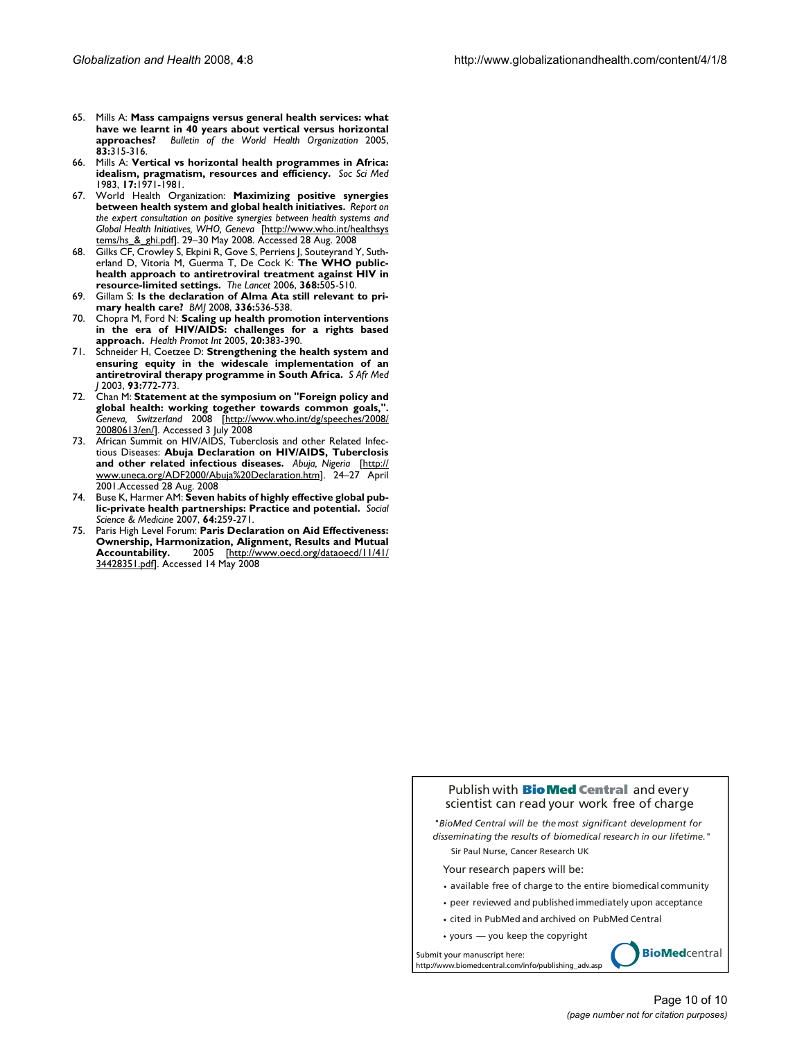65. Mills A: **Mass campaigns versus general health services: what have we learnt in 40 years about vertical versus horizontal approaches?** *Bulletin of the World Health Organization* 2005, **83:**315-316.
66. Mills A: **Vertical vs horizontal health programmes in Africa: idealism, pragmatism, resources and efficiency.** *Soc Sci Med* 1983, **17:**1971-1981.
67. World Health Organization: **Maximizing positive synergies between health system and global health initiatives.** *Report on the expert consultation on positive synergies between health systems and Global Health Initiatives, WHO, Geneva* [http://www.who.int/healthsystems/hs_&_ghi.pdf]. 29–30 May 2008. Accessed 28 Aug. 2008
68. Gilks CF, Crowley S, Ekpini R, Gove S, Perriens J, Souteyrand Y, Sutherland D, Vitoria M, Guerma T, De Cock K: **The WHO public-health approach to antiretroviral treatment against HIV in resource-limited settings.** *The Lancet* 2006, **368:**505-510.
69. Gillam S: **Is the declaration of Alma Ata still relevant to primary health care?** *BMJ* 2008, **336:**536-538.
70. Chopra M, Ford N: **Scaling up health promotion interventions in the era of HIV/AIDS: challenges for a rights based approach.** *Health Promot Int* 2005, **20:**383-390.
71. Schneider H, Coetzee D: **Strengthening the health system and ensuring equity in the widescale implementation of an antiretroviral therapy programme in South Africa.** *S Afr Med J* 2003, **93:**772-773.
72. Chan M: **Statement at the symposium on "Foreign policy and global health: working together towards common goals,".** *Geneva, Switzerland* 2008 [http://www.who.int/dg/speeches/2008/20080613/en/]. Accessed 3 July 2008
73. African Summit on HIV/AIDS, Tuberclosis and other Related Infectious Diseases: **Abuja Declaration on HIV/AIDS, Tuberclosis and other related infectious diseases.** *Abuja, Nigeria* [http://www.uneca.org/ADF2000/Abuja%20Declaration.htm]. 24–27 April 2001.Accessed 28 Aug. 2008
74. Buse K, Harmer AM: **Seven habits of highly effective global public-private health partnerships: Practice and potential.** *Social Science & Medicine* 2007, **64:**259-271.
75. Paris High Level Forum: **Paris Declaration on Aid Effectiveness: Ownership, Harmonization, Alignment, Results and Mutual Accountability.** 2005 [http://www.oecd.org/dataoecd/11/41/34428351.pdf]. Accessed 14 May 2008

Publish with **BioMed Central** and every scientist can read your work free of charge

*"BioMed Central will be the most significant development for disseminating the results of biomedical research in our lifetime."*

Sir Paul Nurse, Cancer Research UK

Your research papers will be:

- available free of charge to the entire biomedical community
- peer reviewed and published immediately upon acceptance
- cited in PubMed and archived on PubMed Central
- yours — you keep the copyright

Submit your manuscript here:
http://www.biomedcentral.com/info/publishing_adv.asp

**BioMed**central